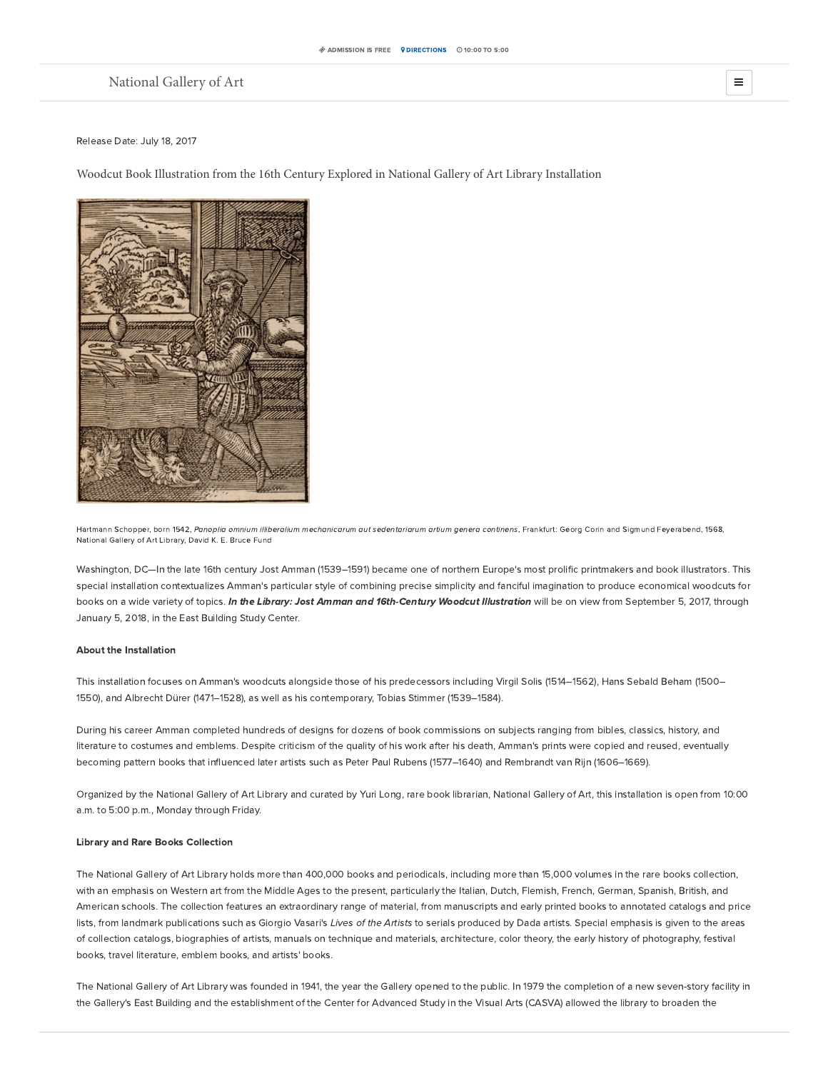Release Date: July 18, 2017

# Woodcut Book Illustration from the 16th Century Explored in National Gallery of Art Library Installation

Hartmann Schopper, born 1542, *Panoplia omnium illiberalium mechanicarum aut sedentariarum artium genera continens*, Frankfurt: Georg Corin and Sigmund Feyerabend, 1568, National Gallery of Art Library, David K. E. Bruce Fund

Washington, DC—In the late 16th century Jost Amman (1539–1591) became one of northern Europe's most prolific printmakers and book illustrators. This special installation contextualizes Amman's particular style of combining precise simplicity and fanciful imagination to produce economical woodcuts for books on a wide variety of topics. ***In the Library: Jost Amman and 16th-Century Woodcut Illustration*** will be on view from September 5, 2017, through January 5, 2018, in the East Building Study Center.

**About the Installation**

This installation focuses on Amman's woodcuts alongside those of his predecessors including Virgil Solis (1514–1562), Hans Sebald Beham (1500–1550), and Albrecht Dürer (1471–1528), as well as his contemporary, Tobias Stimmer (1539–1584).

During his career Amman completed hundreds of designs for dozens of book commissions on subjects ranging from bibles, classics, history, and literature to costumes and emblems. Despite criticism of the quality of his work after his death, Amman's prints were copied and reused, eventually becoming pattern books that influenced later artists such as Peter Paul Rubens (1577–1640) and Rembrandt van Rijn (1606–1669).

Organized by the National Gallery of Art Library and curated by Yuri Long, rare book librarian, National Gallery of Art, this installation is open from 10:00 a.m. to 5:00 p.m., Monday through Friday.

**Library and Rare Books Collection**

The National Gallery of Art Library holds more than 400,000 books and periodicals, including more than 15,000 volumes in the rare books collection, with an emphasis on Western art from the Middle Ages to the present, particularly the Italian, Dutch, Flemish, French, German, Spanish, British, and American schools. The collection features an extraordinary range of material, from manuscripts and early printed books to annotated catalogs and price lists, from landmark publications such as Giorgio Vasari's *Lives of the Artists* to serials produced by Dada artists. Special emphasis is given to the areas of collection catalogs, biographies of artists, manuals on technique and materials, architecture, color theory, the early history of photography, festival books, travel literature, emblem books, and artists' books.

The National Gallery of Art Library was founded in 1941, the year the Gallery opened to the public. In 1979 the completion of a new seven-story facility in the Gallery's East Building and the establishment of the Center for Advanced Study in the Visual Arts (CASVA) allowed the library to broaden the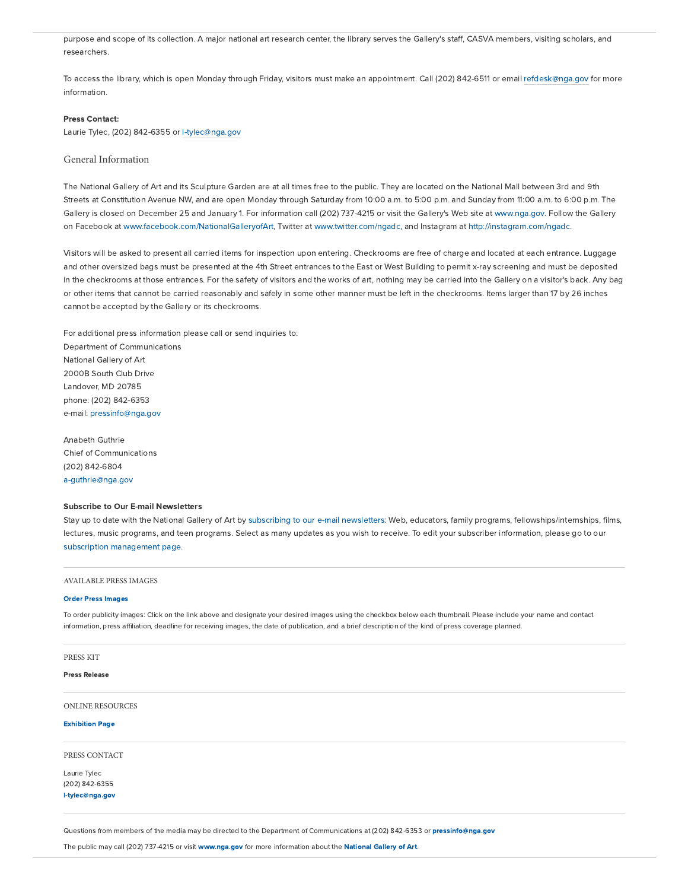purpose and scope of its collection. A major national art research center, the library serves the Gallery's staff, CASVA members, visiting scholars, and researchers.

To access the library, which is open Monday through Friday, visitors must make an appointment. Call (202) 842-6511 or email refdesk@nga.gov for more information.

**Press Contact:**
Laurie Tylec, (202) 842-6355 or l-tylec@nga.gov

## General Information

The National Gallery of Art and its Sculpture Garden are at all times free to the public. They are located on the National Mall between 3rd and 9th Streets at Constitution Avenue NW, and are open Monday through Saturday from 10:00 a.m. to 5:00 p.m. and Sunday from 11:00 a.m. to 6:00 p.m. The Gallery is closed on December 25 and January 1. For information call (202) 737-4215 or visit the Gallery's Web site at www.nga.gov. Follow the Gallery on Facebook at www.facebook.com/NationalGalleryofArt, Twitter at www.twitter.com/ngadc, and Instagram at http://instagram.com/ngadc.

Visitors will be asked to present all carried items for inspection upon entering. Checkrooms are free of charge and located at each entrance. Luggage and other oversized bags must be presented at the 4th Street entrances to the East or West Building to permit x-ray screening and must be deposited in the checkrooms at those entrances. For the safety of visitors and the works of art, nothing may be carried into the Gallery on a visitor's back. Any bag or other items that cannot be carried reasonably and safely in some other manner must be left in the checkrooms. Items larger than 17 by 26 inches cannot be accepted by the Gallery or its checkrooms.

For additional press information please call or send inquiries to:
Department of Communications
National Gallery of Art
2000B South Club Drive
Landover, MD 20785
phone: (202) 842-6353
e-mail: pressinfo@nga.gov

Anabeth Guthrie
Chief of Communications
(202) 842-6804
a-guthrie@nga.gov

**Subscribe to Our E-mail Newsletters**
Stay up to date with the National Gallery of Art by subscribing to our e-mail newsletters: Web, educators, family programs, fellowships/internships, films, lectures, music programs, and teen programs. Select as many updates as you wish to receive. To edit your subscriber information, please go to our subscription management page.

---

AVAILABLE PRESS IMAGES

**Order Press Images**

To order publicity images: Click on the link above and designate your desired images using the checkbox below each thumbnail. Please include your name and contact information, press affiliation, deadline for receiving images, the date of publication, and a brief description of the kind of press coverage planned.

---

PRESS KIT

**Press Release**

---

ONLINE RESOURCES

**Exhibition Page**

---

PRESS CONTACT

Laurie Tylec
(202) 842-6355
**l-tylec@nga.gov**

---

Questions from members of the media may be directed to the Department of Communications at (202) 842-6353 or **pressinfo@nga.gov**

The public may call (202) 737-4215 or visit **www.nga.gov** for more information about the **National Gallery of Art**.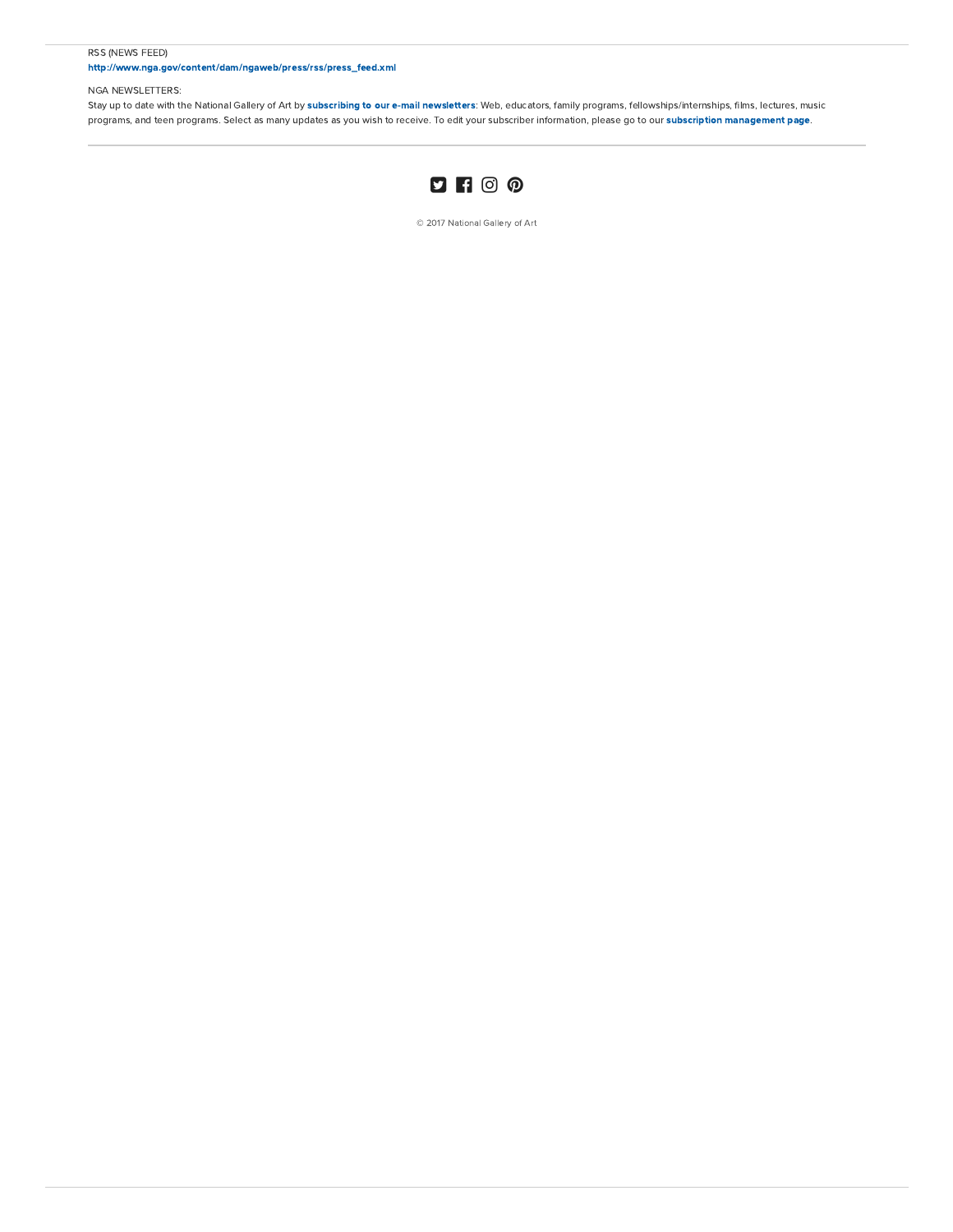RSS (NEWS FEED)

**http://www.nga.gov/content/dam/ngaweb/press/rss/press_feed.xml**

NGA NEWSLETTERS:

Stay up to date with the National Gallery of Art by **subscribing to our e-mail newsletters**: Web, educators, family programs, fellowships/internships, films, lectures, music programs, and teen programs. Select as many updates as you wish to receive. To edit your subscriber information, please go to our **subscription management page**.

---

© 2017 National Gallery of Art